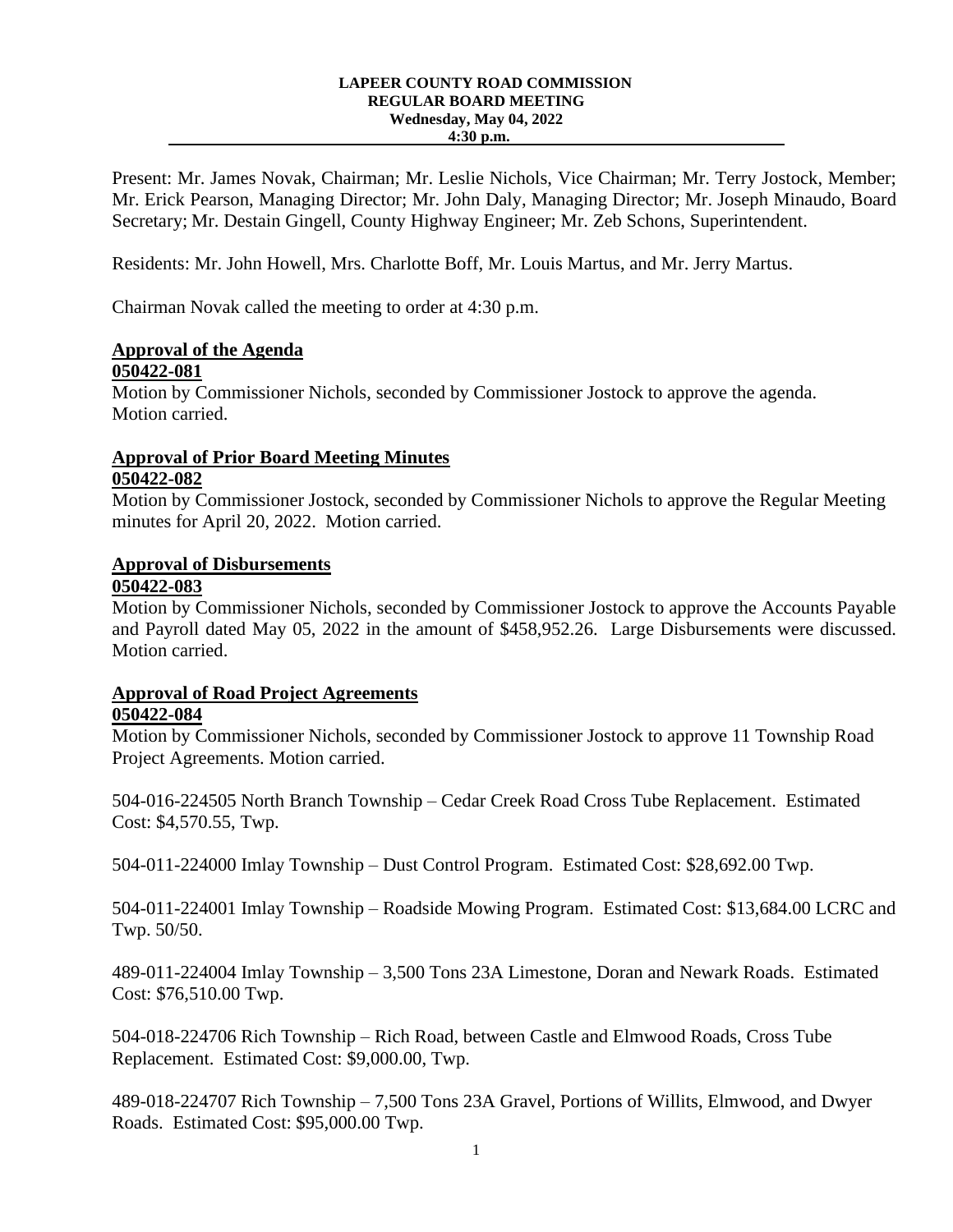**LAPEER COUNTY ROAD COMMISSION**
**REGULAR BOARD MEETING**
**Wednesday, May 04, 2022**
**4:30 p.m.**

---

Present: Mr. James Novak, Chairman; Mr. Leslie Nichols, Vice Chairman; Mr. Terry Jostock, Member; Mr. Erick Pearson, Managing Director; Mr. John Daly, Managing Director; Mr. Joseph Minaudo, Board Secretary; Mr. Destain Gingell, County Highway Engineer; Mr. Zeb Schons, Superintendent.

Residents: Mr. John Howell, Mrs. Charlotte Boff, Mr. Louis Martus, and Mr. Jerry Martus.

Chairman Novak called the meeting to order at 4:30 p.m.

**Approval of the Agenda**
**050422-081**
Motion by Commissioner Nichols, seconded by Commissioner Jostock to approve the agenda. Motion carried.

**Approval of Prior Board Meeting Minutes**
**050422-082**
Motion by Commissioner Jostock, seconded by Commissioner Nichols to approve the Regular Meeting minutes for April 20, 2022. Motion carried.

**Approval of Disbursements**
**050422-083**
Motion by Commissioner Nichols, seconded by Commissioner Jostock to approve the Accounts Payable and Payroll dated May 05, 2022 in the amount of $458,952.26. Large Disbursements were discussed. Motion carried.

**Approval of Road Project Agreements**
**050422-084**
Motion by Commissioner Nichols, seconded by Commissioner Jostock to approve 11 Township Road Project Agreements. Motion carried.

504-016-224505 North Branch Township – Cedar Creek Road Cross Tube Replacement. Estimated Cost: $4,570.55, Twp.

504-011-224000 Imlay Township – Dust Control Program. Estimated Cost: $28,692.00 Twp.

504-011-224001 Imlay Township – Roadside Mowing Program. Estimated Cost: $13,684.00 LCRC and Twp. 50/50.

489-011-224004 Imlay Township – 3,500 Tons 23A Limestone, Doran and Newark Roads. Estimated Cost: $76,510.00 Twp.

504-018-224706 Rich Township – Rich Road, between Castle and Elmwood Roads, Cross Tube Replacement. Estimated Cost: $9,000.00, Twp.

489-018-224707 Rich Township – 7,500 Tons 23A Gravel, Portions of Willits, Elmwood, and Dwyer Roads. Estimated Cost: $95,000.00 Twp.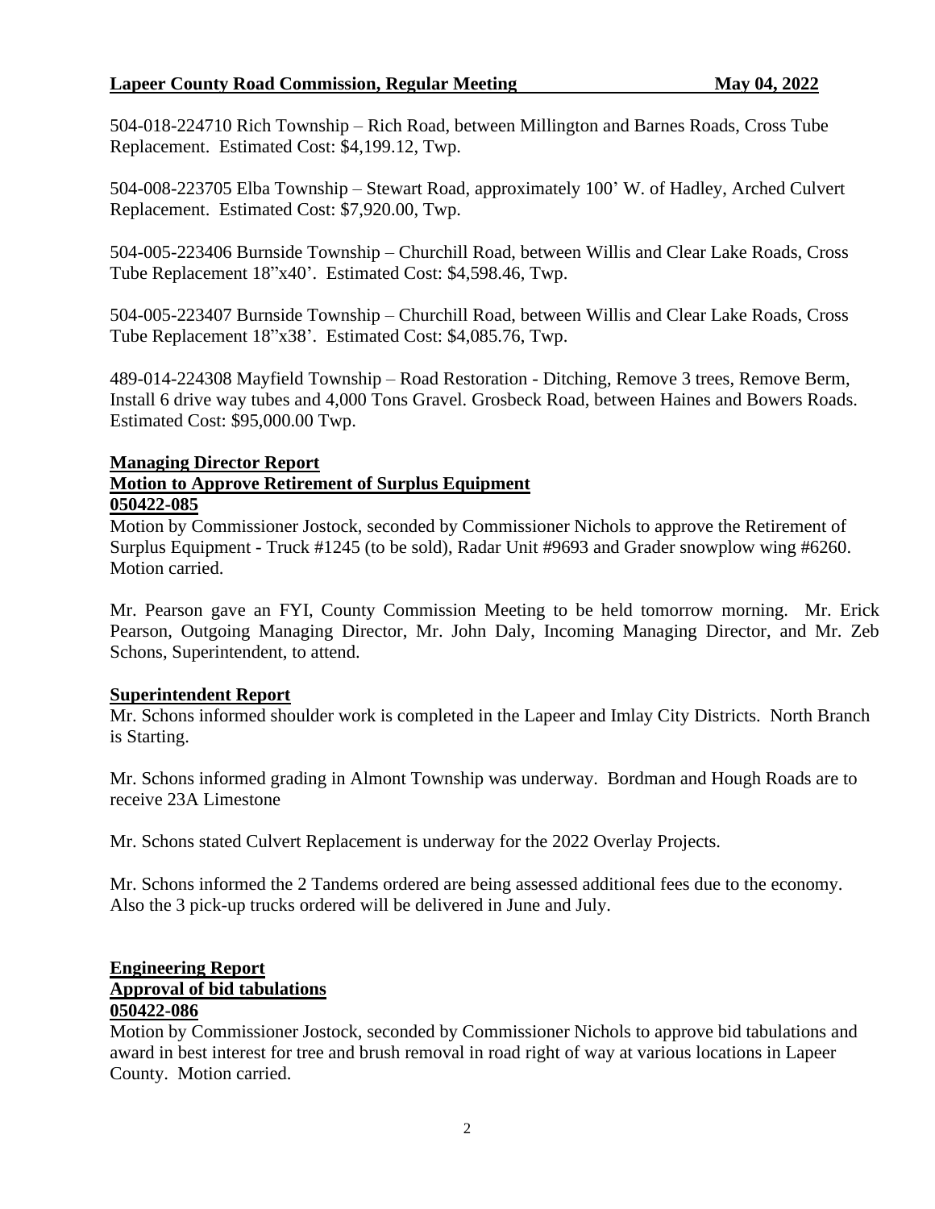504-018-224710 Rich Township – Rich Road, between Millington and Barnes Roads, Cross Tube Replacement. Estimated Cost: $4,199.12, Twp.

504-008-223705 Elba Township – Stewart Road, approximately 100' W. of Hadley, Arched Culvert Replacement. Estimated Cost: $7,920.00, Twp.

504-005-223406 Burnside Township – Churchill Road, between Willis and Clear Lake Roads, Cross Tube Replacement 18"x40'. Estimated Cost: $4,598.46, Twp.

504-005-223407 Burnside Township – Churchill Road, between Willis and Clear Lake Roads, Cross Tube Replacement 18"x38'. Estimated Cost: $4,085.76, Twp.

489-014-224308 Mayfield Township – Road Restoration - Ditching, Remove 3 trees, Remove Berm, Install 6 drive way tubes and 4,000 Tons Gravel. Grosbeck Road, between Haines and Bowers Roads. Estimated Cost: $95,000.00 Twp.

**Managing Director Report**

**Motion to Approve Retirement of Surplus Equipment**

**050422-085**

Motion by Commissioner Jostock, seconded by Commissioner Nichols to approve the Retirement of Surplus Equipment - Truck #1245 (to be sold), Radar Unit #9693 and Grader snowplow wing #6260. Motion carried.

Mr. Pearson gave an FYI, County Commission Meeting to be held tomorrow morning. Mr. Erick Pearson, Outgoing Managing Director, Mr. John Daly, Incoming Managing Director, and Mr. Zeb Schons, Superintendent, to attend.

**Superintendent Report**

Mr. Schons informed shoulder work is completed in the Lapeer and Imlay City Districts. North Branch is Starting.

Mr. Schons informed grading in Almont Township was underway. Bordman and Hough Roads are to receive 23A Limestone

Mr. Schons stated Culvert Replacement is underway for the 2022 Overlay Projects.

Mr. Schons informed the 2 Tandems ordered are being assessed additional fees due to the economy. Also the 3 pick-up trucks ordered will be delivered in June and July.

**Engineering Report**

**Approval of bid tabulations**

**050422-086**

Motion by Commissioner Jostock, seconded by Commissioner Nichols to approve bid tabulations and award in best interest for tree and brush removal in road right of way at various locations in Lapeer County. Motion carried.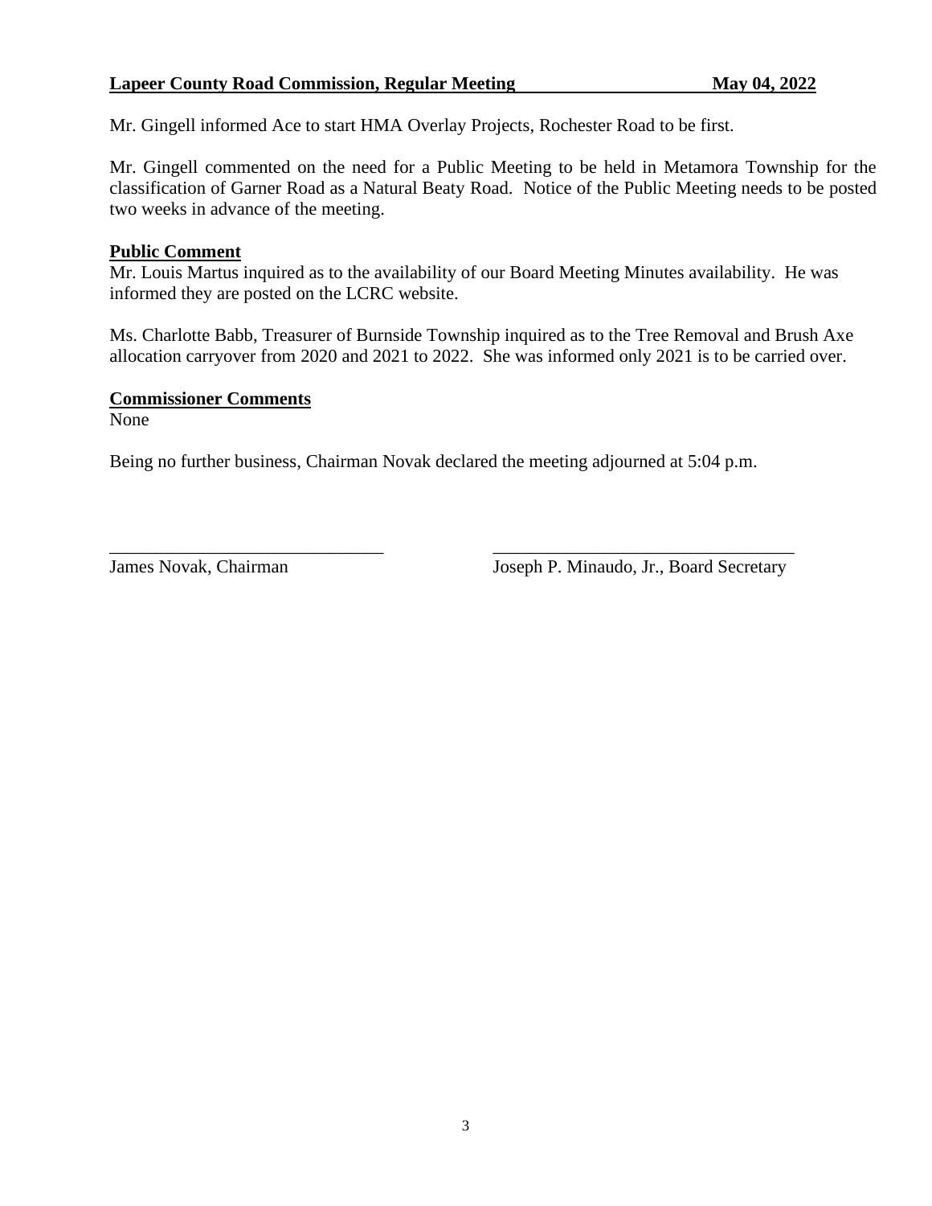Mr. Gingell informed Ace to start HMA Overlay Projects, Rochester Road to be first.

Mr. Gingell commented on the need for a Public Meeting to be held in Metamora Township for the classification of Garner Road as a Natural Beaty Road. Notice of the Public Meeting needs to be posted two weeks in advance of the meeting.

**Public Comment**

Mr. Louis Martus inquired as to the availability of our Board Meeting Minutes availability. He was informed they are posted on the LCRC website.

Ms. Charlotte Babb, Treasurer of Burnside Township inquired as to the Tree Removal and Brush Axe allocation carryover from 2020 and 2021 to 2022. She was informed only 2021 is to be carried over.

**Commissioner Comments**

None

Being no further business, Chairman Novak declared the meeting adjourned at 5:04 p.m.

\_\_\_\_\_\_\_\_\_\_\_\_\_\_\_\_\_\_\_\_\_\_\_\_\_\_\_\_\_\_
James Novak, Chairman

\_\_\_\_\_\_\_\_\_\_\_\_\_\_\_\_\_\_\_\_\_\_\_\_\_\_\_\_\_\_
Joseph P. Minaudo, Jr., Board Secretary